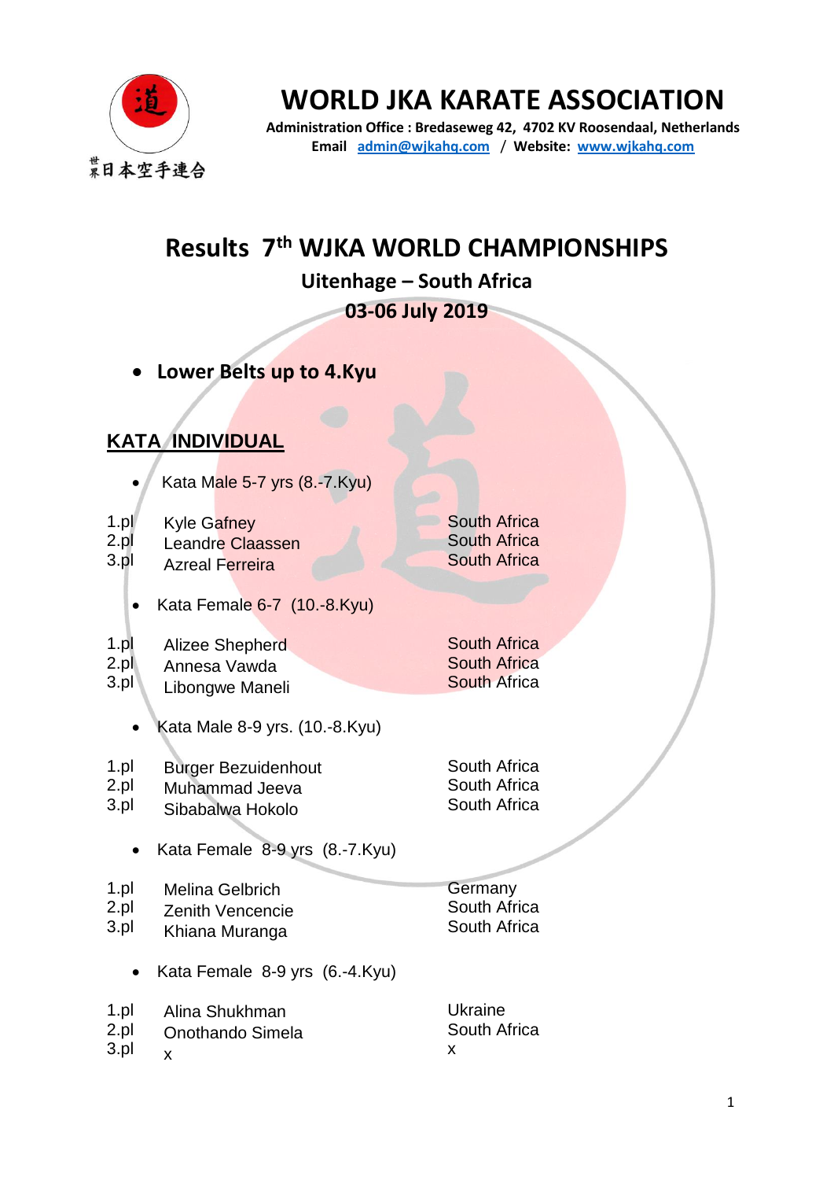# WORLD JKA KARATE ASSOCIATION

**Administration Office : Bredaseweg 42, 4702 KV Roosendaal, Netherlands**
**Email admin@wjkahq.com / Website: www.wjkahq.com**

世界日本空手連合

## Results 7th WJKA WORLD CHAMPIONSHIPS

### Uitenhage – South Africa

### 03-06 July 2019

- **Lower Belts up to 4.Kyu**

## KATA INDIVIDUAL

- Kata Male 5-7 yrs (8.-7.Kyu)

| | | |
|---|---|---|
| 1.pl | Kyle Gafney | South Africa |
| 2.pl | Leandre Claassen | South Africa |
| 3.pl | Azreal Ferreira | South Africa |

- Kata Female 6-7 (10.-8.Kyu)

| | | |
|---|---|---|
| 1.pl | Alizee Shepherd | South Africa |
| 2.pl | Annesa Vawda | South Africa |
| 3.pl | Libongwe Maneli | South Africa |

- Kata Male 8-9 yrs. (10.-8.Kyu)

| | | |
|---|---|---|
| 1.pl | Burger Bezuidenhout | South Africa |
| 2.pl | Muhammad Jeeva | South Africa |
| 3.pl | Sibabalwa Hokolo | South Africa |

- Kata Female 8-9 yrs (8.-7.Kyu)

| | | |
|---|---|---|
| 1.pl | Melina Gelbrich | Germany |
| 2.pl | Zenith Vencencie | South Africa |
| 3.pl | Khiana Muranga | South Africa |

- Kata Female 8-9 yrs (6.-4.Kyu)

| | | |
|---|---|---|
| 1.pl | Alina Shukhman | Ukraine |
| 2.pl | Onothando Simela | South Africa |
| 3.pl | x | x |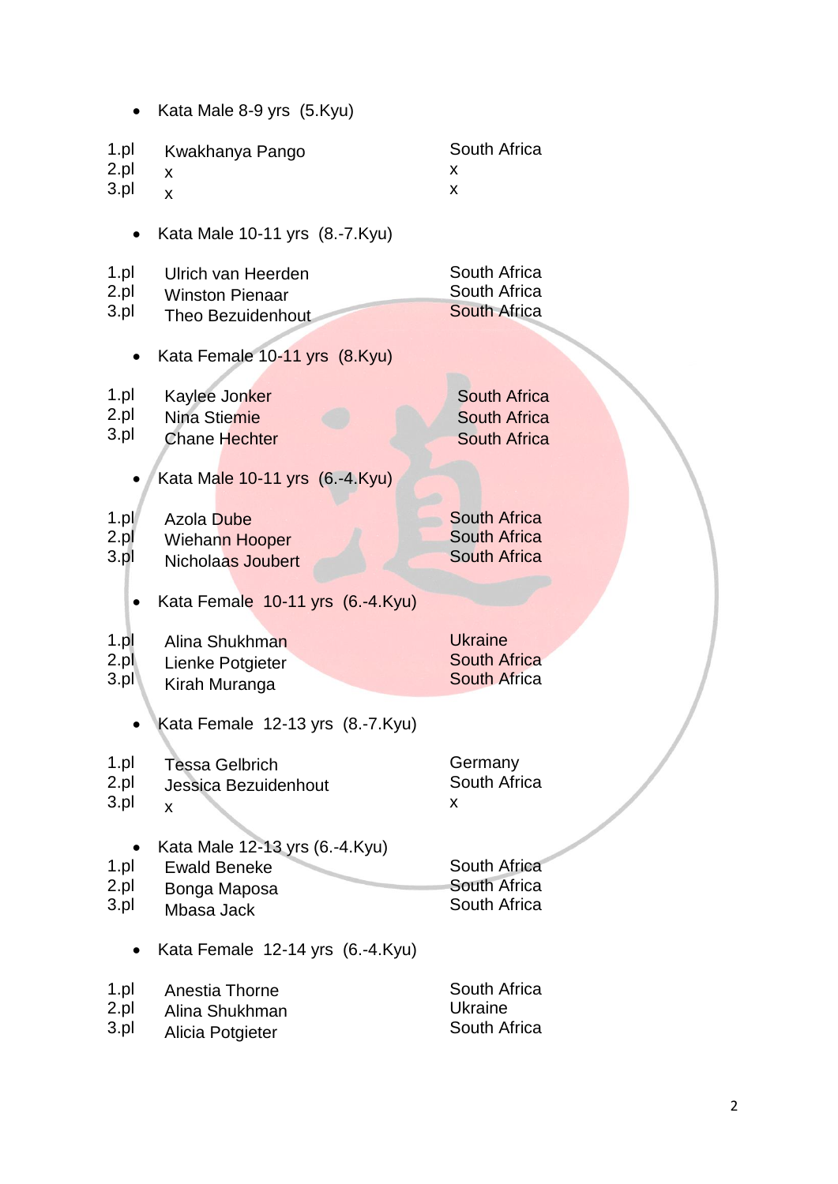- Kata Male 8-9 yrs (5.Kyu)

| | | |
|---|---|---|
| 1.pl | Kwakhanya Pango | South Africa |
| 2.pl | x | x |
| 3.pl | x | x |

- Kata Male 10-11 yrs (8.-7.Kyu)

| | | |
|---|---|---|
| 1.pl | Ulrich van Heerden | South Africa |
| 2.pl | Winston Pienaar | South Africa |
| 3.pl | Theo Bezuidenhout | South Africa |

- Kata Female 10-11 yrs (8.Kyu)

| | | |
|---|---|---|
| 1.pl | Kaylee Jonker | South Africa |
| 2.pl | Nina Stiemie | South Africa |
| 3.pl | Chane Hechter | South Africa |

- Kata Male 10-11 yrs (6.-4.Kyu)

| | | |
|---|---|---|
| 1.pl | Azola Dube | South Africa |
| 2.pl | Wiehann Hooper | South Africa |
| 3.pl | Nicholaas Joubert | South Africa |

- Kata Female 10-11 yrs (6.-4.Kyu)

| | | |
|---|---|---|
| 1.pl | Alina Shukhman | Ukraine |
| 2.pl | Lienke Potgieter | South Africa |
| 3.pl | Kirah Muranga | South Africa |

- Kata Female 12-13 yrs (8.-7.Kyu)

| | | |
|---|---|---|
| 1.pl | Tessa Gelbrich | Germany |
| 2.pl | Jessica Bezuidenhout | South Africa |
| 3.pl | x | x |

- Kata Male 12-13 yrs (6.-4.Kyu)

| | | |
|---|---|---|
| 1.pl | Ewald Beneke | South Africa |
| 2.pl | Bonga Maposa | South Africa |
| 3.pl | Mbasa Jack | South Africa |

- Kata Female 12-14 yrs (6.-4.Kyu)

| | | |
|---|---|---|
| 1.pl | Anestia Thorne | South Africa |
| 2.pl | Alina Shukhman | Ukraine |
| 3.pl | Alicia Potgieter | South Africa |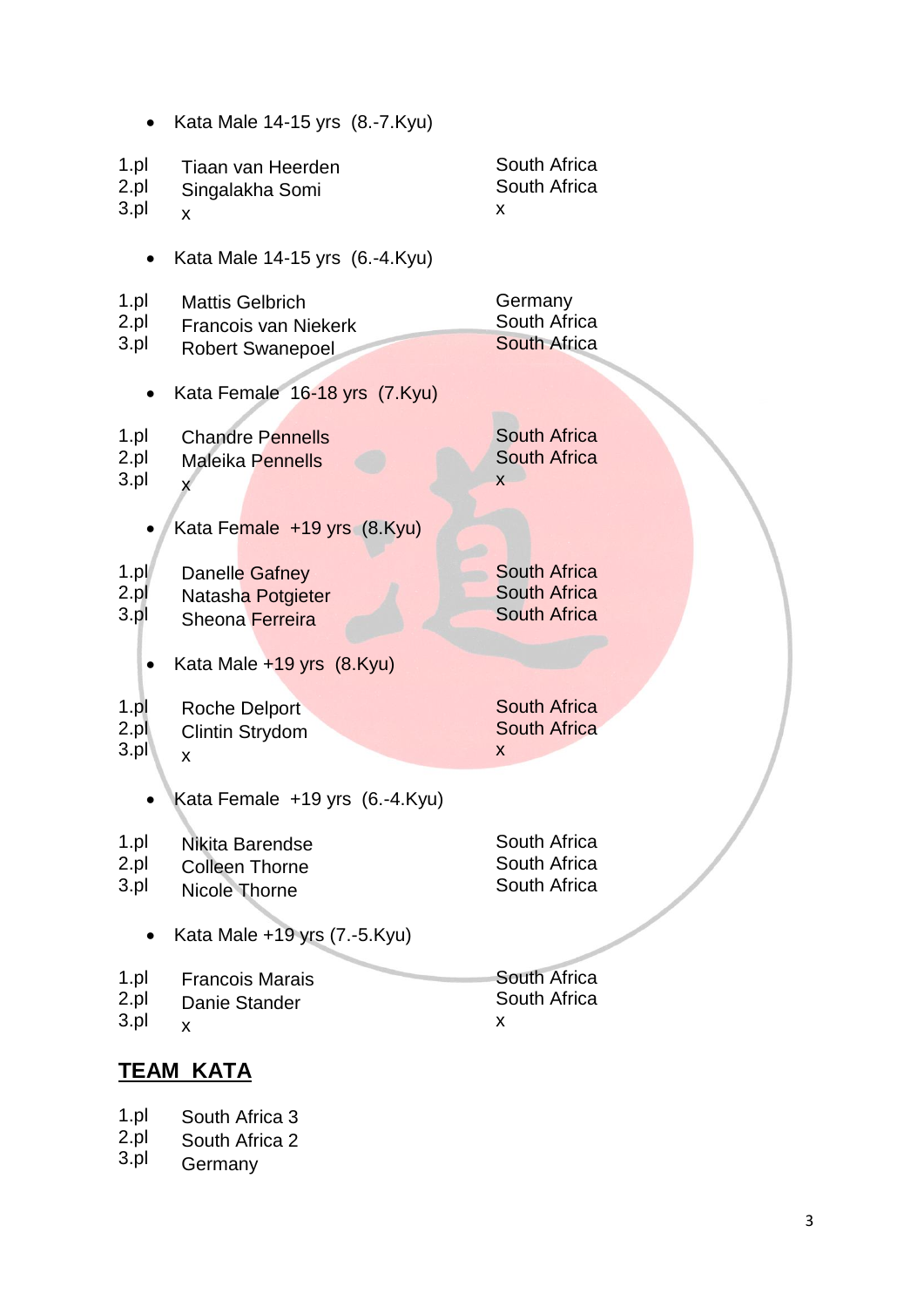- Kata Male 14-15 yrs (8.-7.Kyu)

| | | |
|---|---|---|
| 1.pl | Tiaan van Heerden | South Africa |
| 2.pl | Singalakha Somi | South Africa |
| 3.pl | x | x |

- Kata Male 14-15 yrs (6.-4.Kyu)

| | | |
|---|---|---|
| 1.pl | Mattis Gelbrich | Germany |
| 2.pl | Francois van Niekerk | South Africa |
| 3.pl | Robert Swanepoel | South Africa |

- Kata Female 16-18 yrs (7.Kyu)

| | | |
|---|---|---|
| 1.pl | Chandre Pennells | South Africa |
| 2.pl | Maleika Pennells | South Africa |
| 3.pl | x | x |

- Kata Female +19 yrs (8.Kyu)

| | | |
|---|---|---|
| 1.pl | Danelle Gafney | South Africa |
| 2.pl | Natasha Potgieter | South Africa |
| 3.pl | Sheona Ferreira | South Africa |

- Kata Male +19 yrs (8.Kyu)

| | | |
|---|---|---|
| 1.pl | Roche Delport | South Africa |
| 2.pl | Clintin Strydom | South Africa |
| 3.pl | x | x |

- Kata Female +19 yrs (6.-4.Kyu)

| | | |
|---|---|---|
| 1.pl | Nikita Barendse | South Africa |
| 2.pl | Colleen Thorne | South Africa |
| 3.pl | Nicole Thorne | South Africa |

- Kata Male +19 yrs (7.-5.Kyu)

| | | |
|---|---|---|
| 1.pl | Francois Marais | South Africa |
| 2.pl | Danie Stander | South Africa |
| 3.pl | x | x |

## TEAM KATA

| | |
|---|---|
| 1.pl | South Africa 3 |
| 2.pl | South Africa 2 |
| 3.pl | Germany |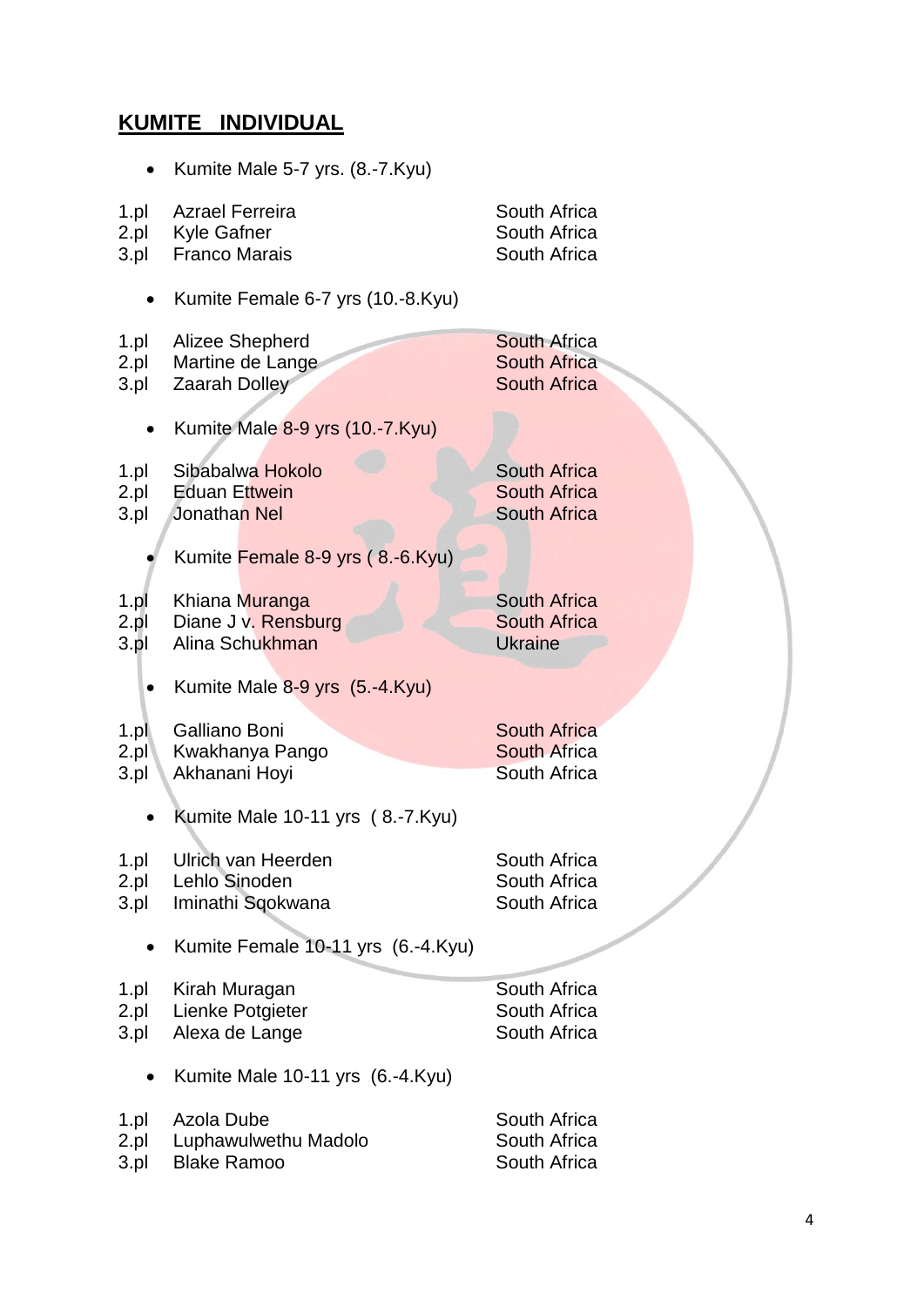## KUMITE INDIVIDUAL

- Kumite Male 5-7 yrs. (8.-7.Kyu)

| | | |
|---|---|---|
| 1.pl | Azrael Ferreira | South Africa |
| 2.pl | Kyle Gafner | South Africa |
| 3.pl | Franco Marais | South Africa |

- Kumite Female 6-7 yrs (10.-8.Kyu)

| | | |
|---|---|---|
| 1.pl | Alizee Shepherd | South Africa |
| 2.pl | Martine de Lange | South Africa |
| 3.pl | Zaarah Dolley | South Africa |

- Kumite Male 8-9 yrs (10.-7.Kyu)

| | | |
|---|---|---|
| 1.pl | Sibabalwa Hokolo | South Africa |
| 2.pl | Eduan Ettwein | South Africa |
| 3.pl | Jonathan Nel | South Africa |

- Kumite Female 8-9 yrs ( 8.-6.Kyu)

| | | |
|---|---|---|
| 1.pl | Khiana Muranga | South Africa |
| 2.pl | Diane J v. Rensburg | South Africa |
| 3.pl | Alina Schukhman | Ukraine |

- Kumite Male 8-9 yrs (5.-4.Kyu)

| | | |
|---|---|---|
| 1.pl | Galliano Boni | South Africa |
| 2.pl | Kwakhanya Pango | South Africa |
| 3.pl | Akhanani Hoyi | South Africa |

- Kumite Male 10-11 yrs ( 8.-7.Kyu)

| | | |
|---|---|---|
| 1.pl | Ulrich van Heerden | South Africa |
| 2.pl | Lehlo Sinoden | South Africa |
| 3.pl | Iminathi Sqokwana | South Africa |

- Kumite Female 10-11 yrs (6.-4.Kyu)

| | | |
|---|---|---|
| 1.pl | Kirah Muragan | South Africa |
| 2.pl | Lienke Potgieter | South Africa |
| 3.pl | Alexa de Lange | South Africa |

- Kumite Male 10-11 yrs (6.-4.Kyu)

| | | |
|---|---|---|
| 1.pl | Azola Dube | South Africa |
| 2.pl | Luphawulwethu Madolo | South Africa |
| 3.pl | Blake Ramoo | South Africa |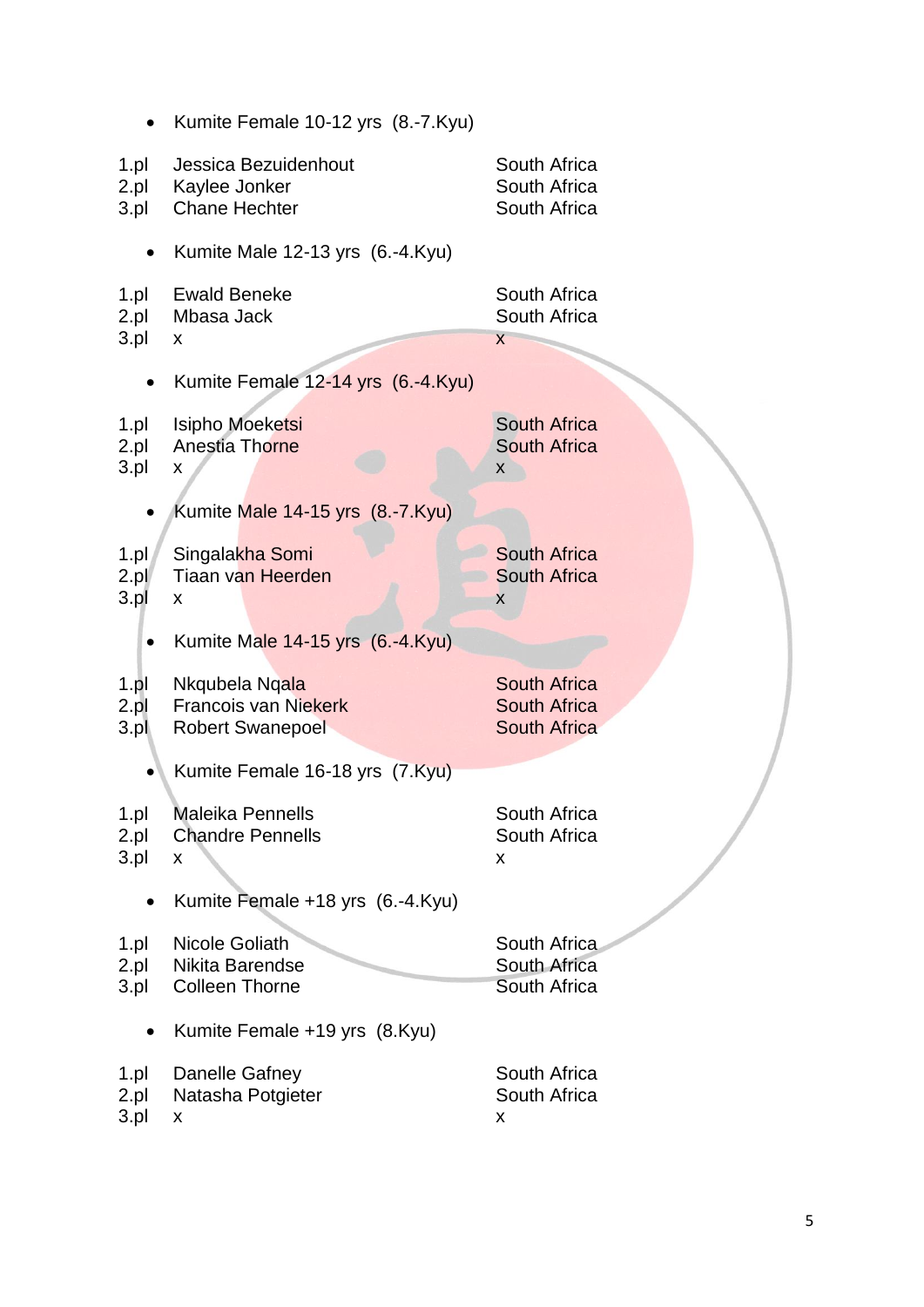- Kumite Female 10-12 yrs (8.-7.Kyu)

| | | |
|---|---|---|
| 1.pl | Jessica Bezuidenhout | South Africa |
| 2.pl | Kaylee Jonker | South Africa |
| 3.pl | Chane Hechter | South Africa |

- Kumite Male 12-13 yrs (6.-4.Kyu)

| | | |
|---|---|---|
| 1.pl | Ewald Beneke | South Africa |
| 2.pl | Mbasa Jack | South Africa |
| 3.pl | x | x |

- Kumite Female 12-14 yrs (6.-4.Kyu)

| | | |
|---|---|---|
| 1.pl | Isipho Moeketsi | South Africa |
| 2.pl | Anestia Thorne | South Africa |
| 3.pl | x | x |

- Kumite Male 14-15 yrs (8.-7.Kyu)

| | | |
|---|---|---|
| 1.pl | Singalakha Somi | South Africa |
| 2.pl | Tiaan van Heerden | South Africa |
| 3.pl | x | x |

- Kumite Male 14-15 yrs (6.-4.Kyu)

| | | |
|---|---|---|
| 1.pl | Nkqubela Nqala | South Africa |
| 2.pl | Francois van Niekerk | South Africa |
| 3.pl | Robert Swanepoel | South Africa |

- Kumite Female 16-18 yrs (7.Kyu)

| | | |
|---|---|---|
| 1.pl | Maleika Pennells | South Africa |
| 2.pl | Chandre Pennells | South Africa |
| 3.pl | x | x |

- Kumite Female +18 yrs (6.-4.Kyu)

| | | |
|---|---|---|
| 1.pl | Nicole Goliath | South Africa |
| 2.pl | Nikita Barendse | South Africa |
| 3.pl | Colleen Thorne | South Africa |

- Kumite Female +19 yrs (8.Kyu)

| | | |
|---|---|---|
| 1.pl | Danelle Gafney | South Africa |
| 2.pl | Natasha Potgieter | South Africa |
| 3.pl | x | x |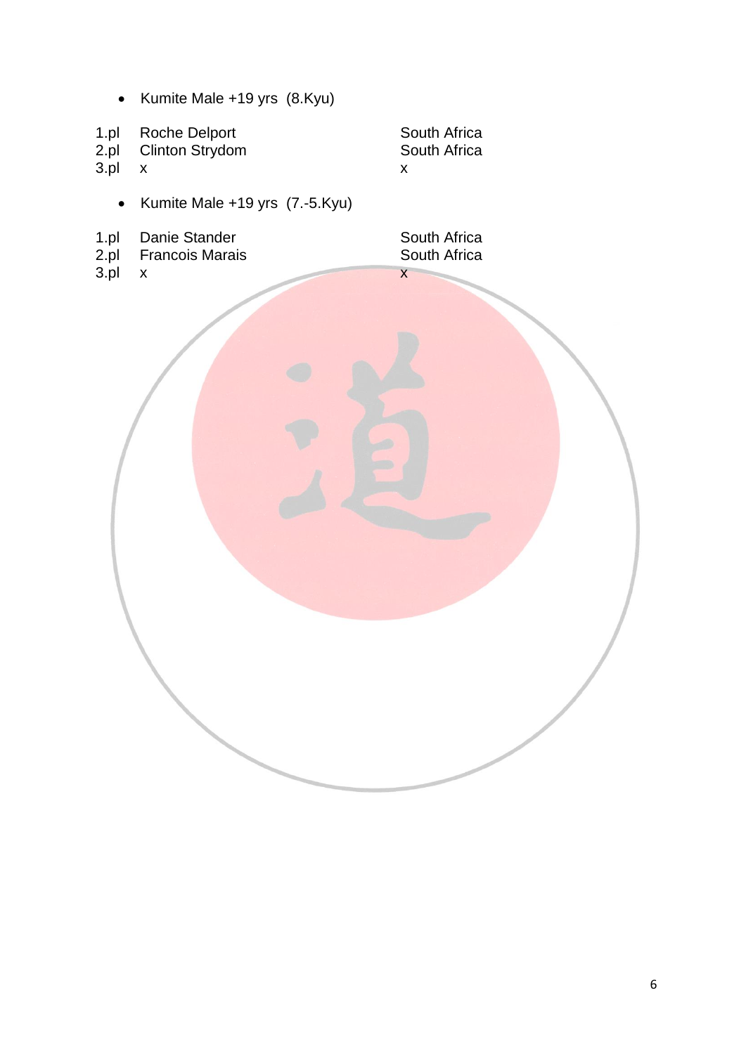- Kumite Male +19 yrs  (8.Kyu)

| | | |
|---|---|---|
| 1.pl | Roche Delport | South Africa |
| 2.pl | Clinton Strydom | South Africa |
| 3.pl | x | x |

- Kumite Male +19 yrs  (7.-5.Kyu)

| | | |
|---|---|---|
| 1.pl | Danie Stander | South Africa |
| 2.pl | Francois Marais | South Africa |
| 3.pl | x | x |